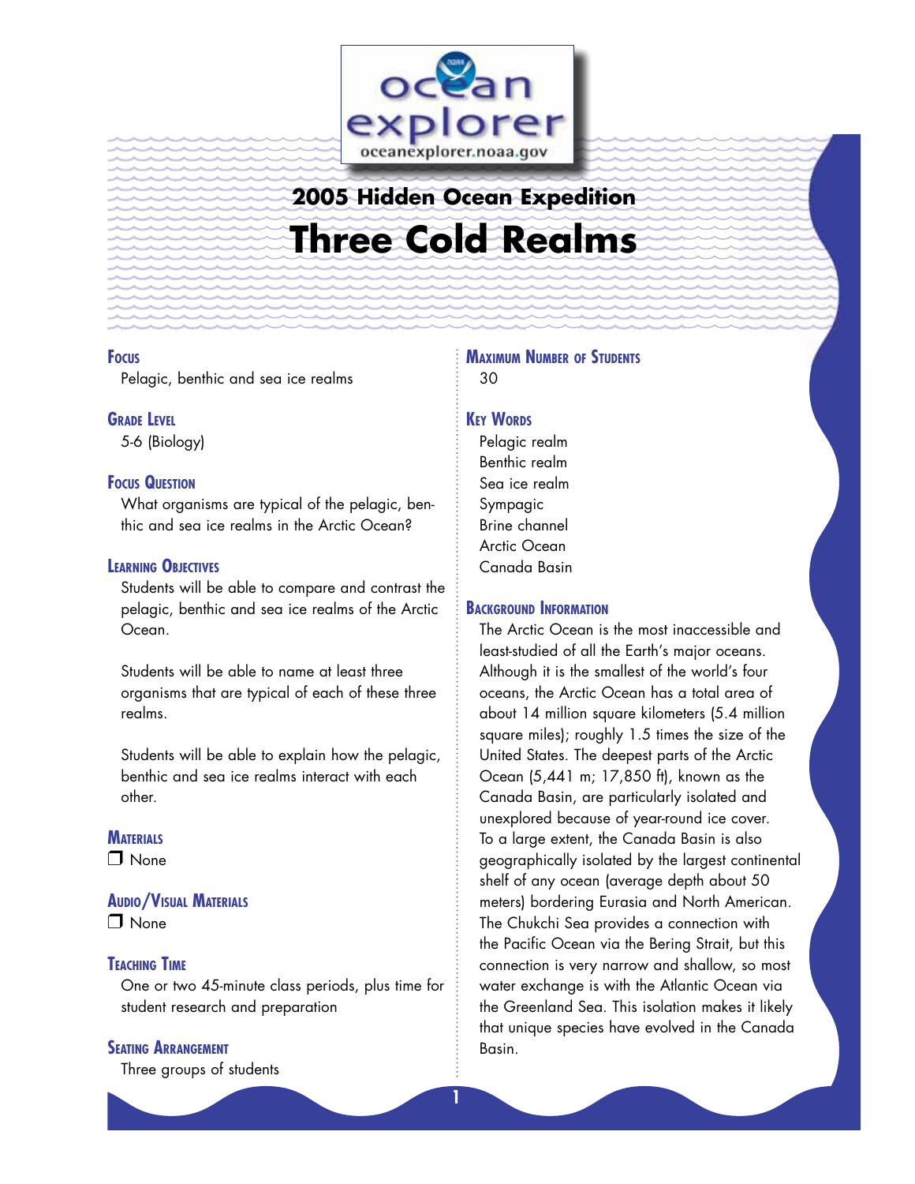ocean explorer
oceanexplorer.noaa.gov

## 2005 Hidden Ocean Expedition

# Three Cold Realms

### Focus
Pelagic, benthic and sea ice realms

### Grade Level
5-6 (Biology)

### Focus Question
What organisms are typical of the pelagic, benthic and sea ice realms in the Arctic Ocean?

### Learning Objectives
Students will be able to compare and contrast the pelagic, benthic and sea ice realms of the Arctic Ocean.

Students will be able to name at least three organisms that are typical of each of these three realms.

Students will be able to explain how the pelagic, benthic and sea ice realms interact with each other.

### Materials
❒ None

### Audio/Visual Materials
❒ None

### Teaching Time
One or two 45-minute class periods, plus time for student research and preparation

### Seating Arrangement
Three groups of students

### Maximum Number of Students
30

### Key Words
Pelagic realm
Benthic realm
Sea ice realm
Sympagic
Brine channel
Arctic Ocean
Canada Basin

### Background Information
The Arctic Ocean is the most inaccessible and least-studied of all the Earth's major oceans. Although it is the smallest of the world's four oceans, the Arctic Ocean has a total area of about 14 million square kilometers (5.4 million square miles); roughly 1.5 times the size of the United States. The deepest parts of the Arctic Ocean (5,441 m; 17,850 ft), known as the Canada Basin, are particularly isolated and unexplored because of year-round ice cover. To a large extent, the Canada Basin is also geographically isolated by the largest continental shelf of any ocean (average depth about 50 meters) bordering Eurasia and North American. The Chukchi Sea provides a connection with the Pacific Ocean via the Bering Strait, but this connection is very narrow and shallow, so most water exchange is with the Atlantic Ocean via the Greenland Sea. This isolation makes it likely that unique species have evolved in the Canada Basin.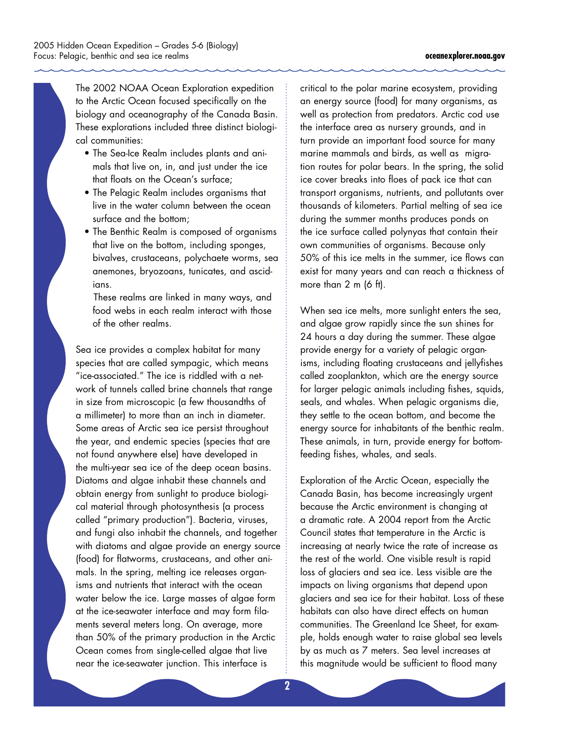The 2002 NOAA Ocean Exploration expedition to the Arctic Ocean focused specifically on the biology and oceanography of the Canada Basin. These explorations included three distinct biological communities:

- The Sea-Ice Realm includes plants and animals that live on, in, and just under the ice that floats on the Ocean's surface;
- The Pelagic Realm includes organisms that live in the water column between the ocean surface and the bottom;
- The Benthic Realm is composed of organisms that live on the bottom, including sponges, bivalves, crustaceans, polychaete worms, sea anemones, bryozoans, tunicates, and ascidians.

These realms are linked in many ways, and food webs in each realm interact with those of the other realms.

Sea ice provides a complex habitat for many species that are called sympagic, which means "ice-associated." The ice is riddled with a network of tunnels called brine channels that range in size from microscopic (a few thousandths of a millimeter) to more than an inch in diameter. Some areas of Arctic sea ice persist throughout the year, and endemic species (species that are not found anywhere else) have developed in the multi-year sea ice of the deep ocean basins. Diatoms and algae inhabit these channels and obtain energy from sunlight to produce biological material through photosynthesis (a process called "primary production"). Bacteria, viruses, and fungi also inhabit the channels, and together with diatoms and algae provide an energy source (food) for flatworms, crustaceans, and other animals. In the spring, melting ice releases organisms and nutrients that interact with the ocean water below the ice. Large masses of algae form at the ice-seawater interface and may form filaments several meters long. On average, more than 50% of the primary production in the Arctic Ocean comes from single-celled algae that live near the ice-seawater junction. This interface is critical to the polar marine ecosystem, providing an energy source (food) for many organisms, as well as protection from predators. Arctic cod use the interface area as nursery grounds, and in turn provide an important food source for many marine mammals and birds, as well as migration routes for polar bears. In the spring, the solid ice cover breaks into floes of pack ice that can transport organisms, nutrients, and pollutants over thousands of kilometers. Partial melting of sea ice during the summer months produces ponds on the ice surface called polynyas that contain their own communities of organisms. Because only 50% of this ice melts in the summer, ice flows can exist for many years and can reach a thickness of more than 2 m (6 ft).

When sea ice melts, more sunlight enters the sea, and algae grow rapidly since the sun shines for 24 hours a day during the summer. These algae provide energy for a variety of pelagic organisms, including floating crustaceans and jellyfishes called zooplankton, which are the energy source for larger pelagic animals including fishes, squids, seals, and whales. When pelagic organisms die, they settle to the ocean bottom, and become the energy source for inhabitants of the benthic realm. These animals, in turn, provide energy for bottom-feeding fishes, whales, and seals.

Exploration of the Arctic Ocean, especially the Canada Basin, has become increasingly urgent because the Arctic environment is changing at a dramatic rate. A 2004 report from the Arctic Council states that temperature in the Arctic is increasing at nearly twice the rate of increase as the rest of the world. One visible result is rapid loss of glaciers and sea ice. Less visible are the impacts on living organisms that depend upon glaciers and sea ice for their habitat. Loss of these habitats can also have direct effects on human communities. The Greenland Ice Sheet, for example, holds enough water to raise global sea levels by as much as 7 meters. Sea level increases at this magnitude would be sufficient to flood many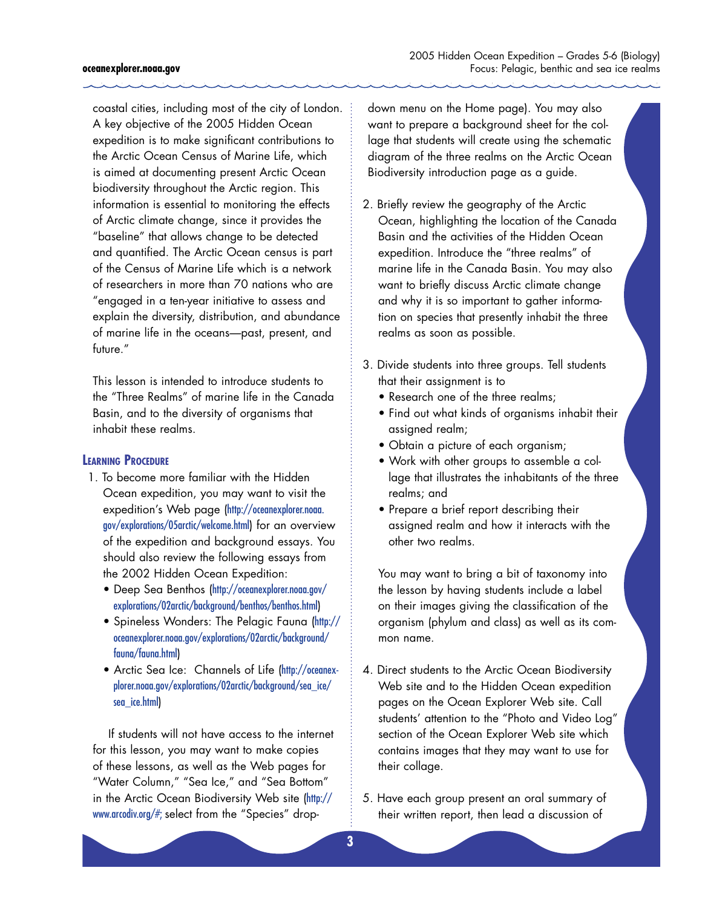coastal cities, including most of the city of London. A key objective of the 2005 Hidden Ocean expedition is to make significant contributions to the Arctic Ocean Census of Marine Life, which is aimed at documenting present Arctic Ocean biodiversity throughout the Arctic region. This information is essential to monitoring the effects of Arctic climate change, since it provides the "baseline" that allows change to be detected and quantified. The Arctic Ocean census is part of the Census of Marine Life which is a network of researchers in more than 70 nations who are "engaged in a ten-year initiative to assess and explain the diversity, distribution, and abundance of marine life in the oceans—past, present, and future."

This lesson is intended to introduce students to the "Three Realms" of marine life in the Canada Basin, and to the diversity of organisms that inhabit these realms.

### Learning Procedure

1. To become more familiar with the Hidden Ocean expedition, you may want to visit the expedition's Web page (http://oceanexplorer.noaa.gov/explorations/05arctic/welcome.html) for an overview of the expedition and background essays. You should also review the following essays from the 2002 Hidden Ocean Expedition:
   - Deep Sea Benthos (http://oceanexplorer.noaa.gov/explorations/02arctic/background/benthos/benthos.html)
   - Spineless Wonders: The Pelagic Fauna (http://oceanexplorer.noaa.gov/explorations/02arctic/background/fauna/fauna.html)
   - Arctic Sea Ice: Channels of Life (http://oceanexplorer.noaa.gov/explorations/02arctic/background/sea_ice/sea_ice.html)

   If students will not have access to the internet for this lesson, you may want to make copies of these lessons, as well as the Web pages for "Water Column," "Sea Ice," and "Sea Bottom" in the Arctic Ocean Biodiversity Web site (http://www.arcodiv.org/#; select from the "Species" drop-down menu on the Home page). You may also want to prepare a background sheet for the collage that students will create using the schematic diagram of the three realms on the Arctic Ocean Biodiversity introduction page as a guide.

2. Briefly review the geography of the Arctic Ocean, highlighting the location of the Canada Basin and the activities of the Hidden Ocean expedition. Introduce the "three realms" of marine life in the Canada Basin. You may also want to briefly discuss Arctic climate change and why it is so important to gather information on species that presently inhabit the three realms as soon as possible.

3. Divide students into three groups. Tell students that their assignment is to
   - Research one of the three realms;
   - Find out what kinds of organisms inhabit their assigned realm;
   - Obtain a picture of each organism;
   - Work with other groups to assemble a collage that illustrates the inhabitants of the three realms; and
   - Prepare a brief report describing their assigned realm and how it interacts with the other two realms.

   You may want to bring a bit of taxonomy into the lesson by having students include a label on their images giving the classification of the organism (phylum and class) as well as its common name.

4. Direct students to the Arctic Ocean Biodiversity Web site and to the Hidden Ocean expedition pages on the Ocean Explorer Web site. Call students' attention to the "Photo and Video Log" section of the Ocean Explorer Web site which contains images that they may want to use for their collage.

5. Have each group present an oral summary of their written report, then lead a discussion of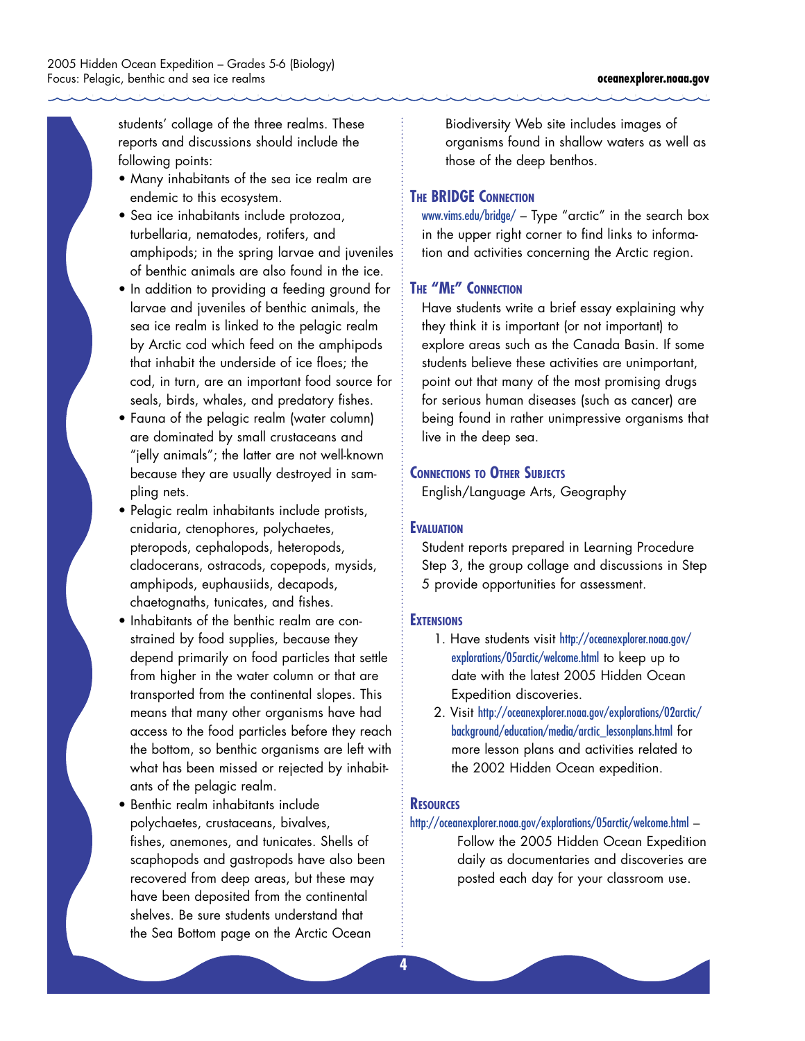students' collage of the three realms. These reports and discussions should include the following points:

- Many inhabitants of the sea ice realm are endemic to this ecosystem.
- Sea ice inhabitants include protozoa, turbellaria, nematodes, rotifers, and amphipods; in the spring larvae and juveniles of benthic animals are also found in the ice.
- In addition to providing a feeding ground for larvae and juveniles of benthic animals, the sea ice realm is linked to the pelagic realm by Arctic cod which feed on the amphipods that inhabit the underside of ice floes; the cod, in turn, are an important food source for seals, birds, whales, and predatory fishes.
- Fauna of the pelagic realm (water column) are dominated by small crustaceans and "jelly animals"; the latter are not well-known because they are usually destroyed in sampling nets.
- Pelagic realm inhabitants include protists, cnidaria, ctenophores, polychaetes, pteropods, cephalopods, heteropods, cladocerans, ostracods, copepods, mysids, amphipods, euphausiids, decapods, chaetognaths, tunicates, and fishes.
- Inhabitants of the benthic realm are constrained by food supplies, because they depend primarily on food particles that settle from higher in the water column or that are transported from the continental slopes. This means that many other organisms have had access to the food particles before they reach the bottom, so benthic organisms are left with what has been missed or rejected by inhabitants of the pelagic realm.
- Benthic realm inhabitants include polychaetes, crustaceans, bivalves, fishes, anemones, and tunicates. Shells of scaphopods and gastropods have also been recovered from deep areas, but these may have been deposited from the continental shelves. Be sure students understand that the Sea Bottom page on the Arctic Ocean Biodiversity Web site includes images of organisms found in shallow waters as well as those of the deep benthos.

## The BRIDGE Connection

www.vims.edu/bridge/ – Type "arctic" in the search box in the upper right corner to find links to information and activities concerning the Arctic region.

## The "Me" Connection

Have students write a brief essay explaining why they think it is important (or not important) to explore areas such as the Canada Basin. If some students believe these activities are unimportant, point out that many of the most promising drugs for serious human diseases (such as cancer) are being found in rather unimpressive organisms that live in the deep sea.

## Connections to Other Subjects

English/Language Arts, Geography

## Evaluation

Student reports prepared in Learning Procedure Step 3, the group collage and discussions in Step 5 provide opportunities for assessment.

## Extensions

1. Have students visit http://oceanexplorer.noaa.gov/explorations/05arctic/welcome.html to keep up to date with the latest 2005 Hidden Ocean Expedition discoveries.
2. Visit http://oceanexplorer.noaa.gov/explorations/02arctic/background/education/media/arctic_lessonplans.html for more lesson plans and activities related to the 2002 Hidden Ocean expedition.

## Resources

http://oceanexplorer.noaa.gov/explorations/05arctic/welcome.html – Follow the 2005 Hidden Ocean Expedition daily as documentaries and discoveries are posted each day for your classroom use.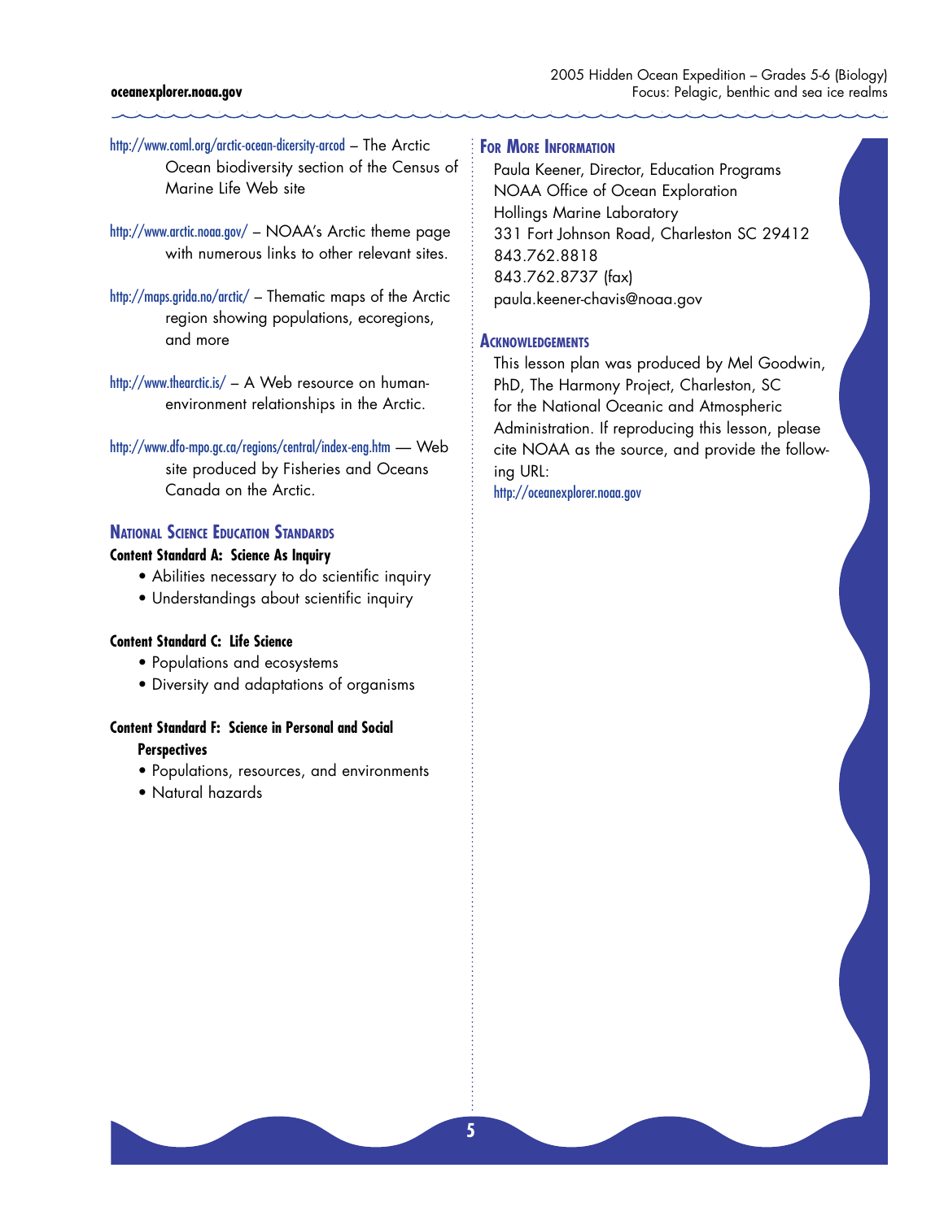http://www.coml.org/arctic-ocean-dicersity-arcod – The Arctic Ocean biodiversity section of the Census of Marine Life Web site

http://www.arctic.noaa.gov/ – NOAA's Arctic theme page with numerous links to other relevant sites.

http://maps.grida.no/arctic/ – Thematic maps of the Arctic region showing populations, ecoregions, and more

http://www.thearctic.is/ – A Web resource on human-environment relationships in the Arctic.

http://www.dfo-mpo.gc.ca/regions/central/index-eng.htm — Web site produced by Fisheries and Oceans Canada on the Arctic.

## National Science Education Standards

**Content Standard A: Science As Inquiry**

- Abilities necessary to do scientific inquiry
- Understandings about scientific inquiry

**Content Standard C: Life Science**

- Populations and ecosystems
- Diversity and adaptations of organisms

**Content Standard F: Science in Personal and Social Perspectives**

- Populations, resources, and environments
- Natural hazards

## For More Information

Paula Keener, Director, Education Programs
NOAA Office of Ocean Exploration
Hollings Marine Laboratory
331 Fort Johnson Road, Charleston SC 29412
843.762.8818
843.762.8737 (fax)
paula.keener-chavis@noaa.gov

## Acknowledgements

This lesson plan was produced by Mel Goodwin, PhD, The Harmony Project, Charleston, SC for the National Oceanic and Atmospheric Administration. If reproducing this lesson, please cite NOAA as the source, and provide the following URL:
http://oceanexplorer.noaa.gov